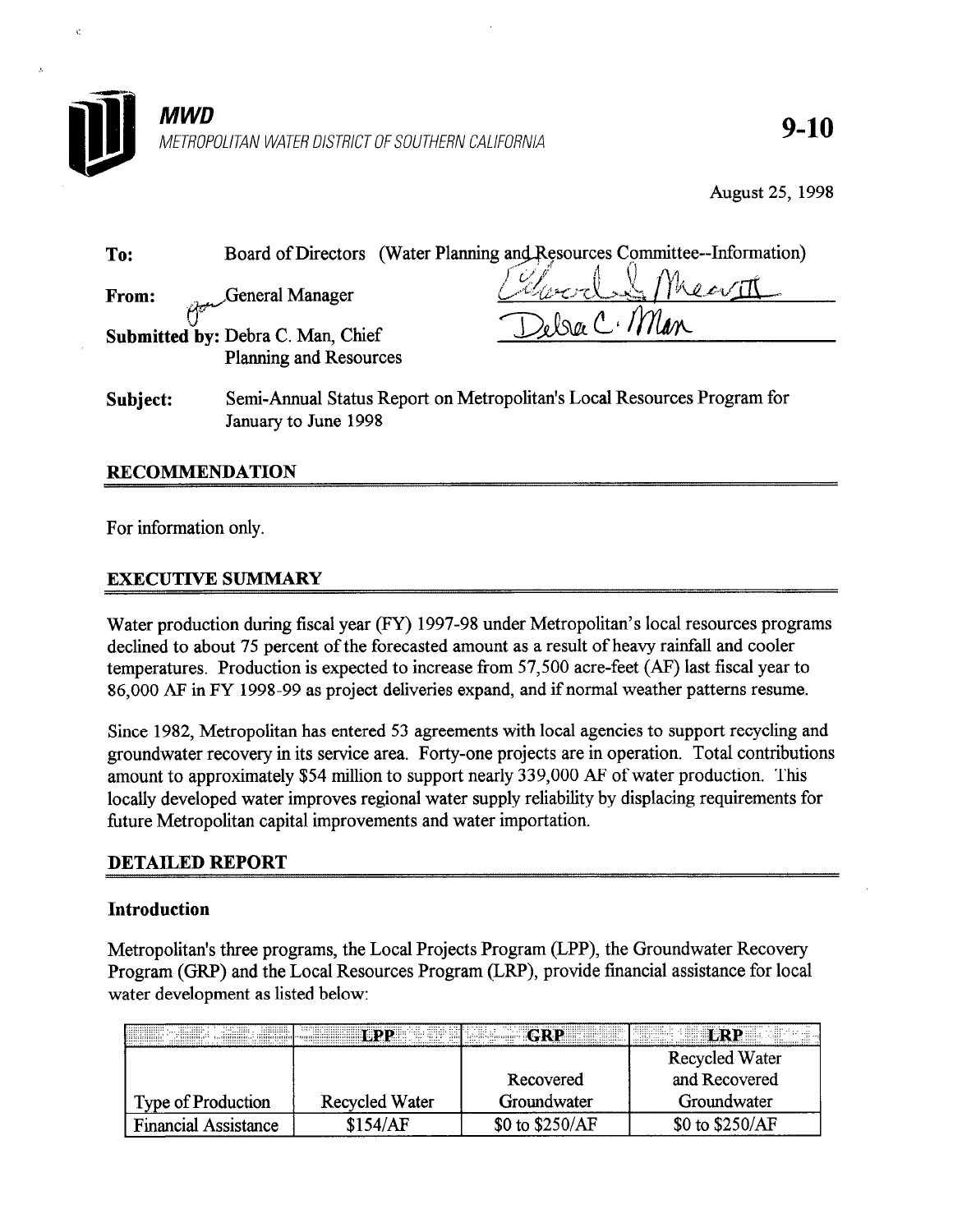**MWD**

*METROPOLITAN WATER DISTRICT OF SOUTHERN CALIFORNIA*

**9-10**

August 25, 1998

**To:** Board of Directors (Water Planning and Resources Committee--Information)

**From:** General Manager

**Submitted by:** Debra C. Man, Chief Planning and Resources

**Subject:** Semi-Annual Status Report on Metropolitan's Local Resources Program for January to June 1998

## RECOMMENDATION

For information only.

## EXECUTIVE SUMMARY

Water production during fiscal year (FY) 1997-98 under Metropolitan's local resources programs declined to about 75 percent of the forecasted amount as a result of heavy rainfall and cooler temperatures. Production is expected to increase from 57,500 acre-feet (AF) last fiscal year to 86,000 AF in FY 1998-99 as project deliveries expand, and if normal weather patterns resume.

Since 1982, Metropolitan has entered 53 agreements with local agencies to support recycling and groundwater recovery in its service area. Forty-one projects are in operation. Total contributions amount to approximately $54 million to support nearly 339,000 AF of water production. This locally developed water improves regional water supply reliability by displacing requirements for future Metropolitan capital improvements and water importation.

## DETAILED REPORT

### Introduction

Metropolitan's three programs, the Local Projects Program (LPP), the Groundwater Recovery Program (GRP) and the Local Resources Program (LRP), provide financial assistance for local water development as listed below:

| | LPP | GRP | LRP |
|---|---|---|---|
| Type of Production | Recycled Water | Recovered Groundwater | Recycled Water and Recovered Groundwater |
| Financial Assistance | $154/AF | $0 to $250/AF | $0 to $250/AF |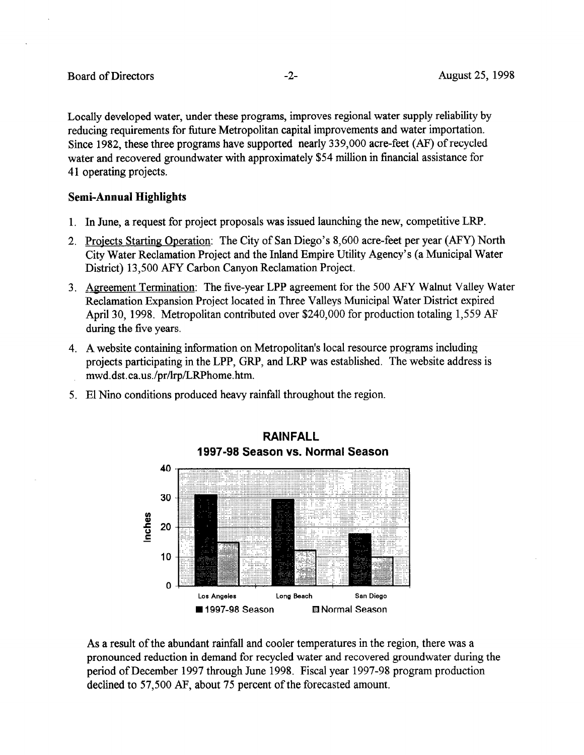Locally developed water, under these programs, improves regional water supply reliability by reducing requirements for future Metropolitan capital improvements and water importation. Since 1982, these three programs have supported nearly 339,000 acre-feet (AF) of recycled water and recovered groundwater with approximately $54 million in financial assistance for 41 operating projects.

### Semi-Annual Highlights

1. In June, a request for project proposals was issued launching the new, competitive LRP.
2. Projects Starting Operation: The City of San Diego's 8,600 acre-feet per year (AFY) North City Water Reclamation Project and the Inland Empire Utility Agency's (a Municipal Water District) 13,500 AFY Carbon Canyon Reclamation Project.
3. Agreement Termination: The five-year LPP agreement for the 500 AFY Walnut Valley Water Reclamation Expansion Project located in Three Valleys Municipal Water District expired April 30, 1998. Metropolitan contributed over $240,000 for production totaling 1,559 AF during the five years.
4. A website containing information on Metropolitan's local resource programs including projects participating in the LPP, GRP, and LRP was established. The website address is mwd.dst.ca.us./pr/lrp/LRPhome.htm.
5. El Nino conditions produced heavy rainfall throughout the region.

**RAINFALL**
**1997-98 Season vs. Normal Season**

Inches

40
30
20
10
0

Los Angeles
Long Beach
San Diego

1997-98 Season
Normal Season

As a result of the abundant rainfall and cooler temperatures in the region, there was a pronounced reduction in demand for recycled water and recovered groundwater during the period of December 1997 through June 1998. Fiscal year 1997-98 program production declined to 57,500 AF, about 75 percent of the forecasted amount.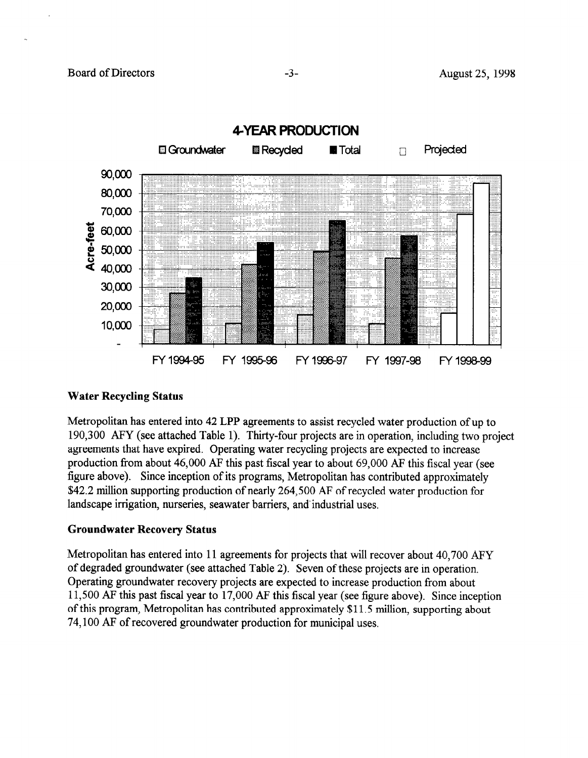**4-YEAR PRODUCTION**

Groundwater Recycled Total Projected

Acre-feet

90,000
80,000
70,000
60,000
50,000
40,000
30,000
20,000
10,000
-

FY 1994-95 FY 1995-96 FY 1996-97 FY 1997-98 FY 1998-99

**Water Recycling Status**

Metropolitan has entered into 42 LPP agreements to assist recycled water production of up to 190,300 AFY (see attached Table 1). Thirty-four projects are in operation, including two project agreements that have expired. Operating water recycling projects are expected to increase production from about 46,000 AF this past fiscal year to about 69,000 AF this fiscal year (see figure above). Since inception of its programs, Metropolitan has contributed approximately $42.2 million supporting production of nearly 264,500 AF of recycled water production for landscape irrigation, nurseries, seawater barriers, and industrial uses.

**Groundwater Recovery Status**

Metropolitan has entered into 11 agreements for projects that will recover about 40,700 AFY of degraded groundwater (see attached Table 2). Seven of these projects are in operation. Operating groundwater recovery projects are expected to increase production from about 11,500 AF this past fiscal year to 17,000 AF this fiscal year (see figure above). Since inception of this program, Metropolitan has contributed approximately $11.5 million, supporting about 74,100 AF of recovered groundwater production for municipal uses.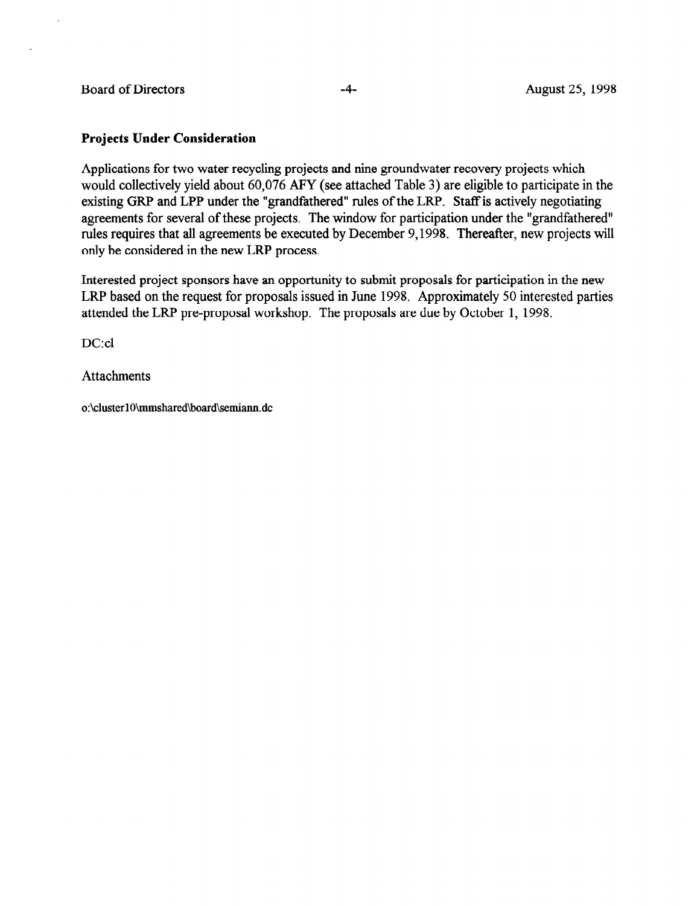**Projects Under Consideration**

Applications for two water recycling projects and nine groundwater recovery projects which would collectively yield about 60,076 AFY (see attached Table 3) are eligible to participate in the existing GRP and LPP under the "grandfathered" rules of the LRP. Staff is actively negotiating agreements for several of these projects. The window for participation under the "grandfathered" rules requires that all agreements be executed by December 9,1998. Thereafter, new projects will only be considered in the new LRP process.

Interested project sponsors have an opportunity to submit proposals for participation in the new LRP based on the request for proposals issued in June 1998. Approximately 50 interested parties attended the LRP pre-proposal workshop. The proposals are due by October 1, 1998.

DC:cl

Attachments

o:\cluster10\mmshared\board\semiann.dc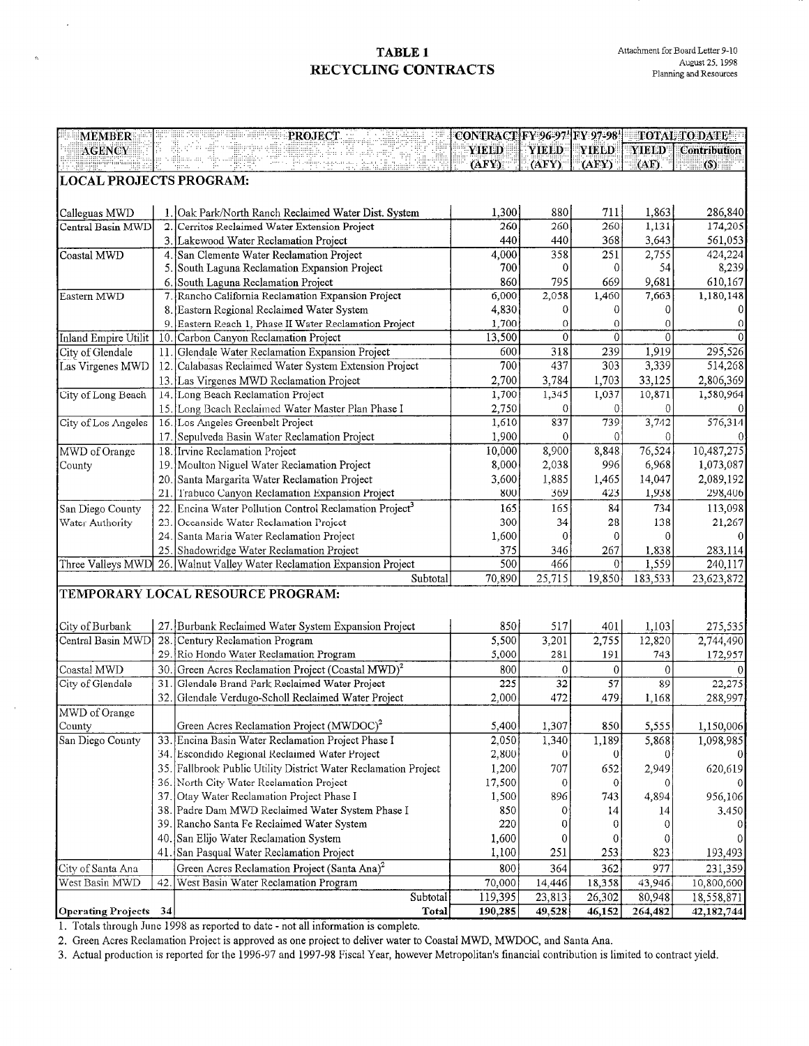# TABLE 1
# RECYCLING CONTRACTS

Attachment for Board Letter 9-10
August 25, 1998
Planning and Resources

| MEMBER AGENCY | | PROJECT | CONTRACT YIELD (AFY) | FY 96-97[1] YIELD (AFY) | FY 97-98[1] YIELD (AFY) | TOTAL TO DATE[1] YIELD (AF) | TOTAL TO DATE[1] Contribution ($) |
|---|---|---|---|---|---|---|---|
| **LOCAL PROJECTS PROGRAM:** | | | | | | | |
| Calleguas MWD | 1. | Oak Park/North Ranch Reclaimed Water Dist. System | 1,300 | 880 | 711 | 1,863 | 286,840 |
| Central Basin MWD | 2. | Cerritos Reclaimed Water Extension Project | 260 | 260 | 260 | 1,131 | 174,205 |
| | 3. | Lakewood Water Reclamation Project | 440 | 440 | 368 | 3,643 | 561,053 |
| Coastal MWD | 4. | San Clemente Water Reclamation Project | 4,000 | 358 | 251 | 2,755 | 424,224 |
| | 5. | South Laguna Reclamation Expansion Project | 700 | 0 | 0 | 54 | 8,239 |
| | 6. | South Laguna Reclamation Project | 860 | 795 | 669 | 9,681 | 610,167 |
| Eastern MWD | 7. | Rancho California Reclamation Expansion Project | 6,000 | 2,058 | 1,460 | 7,663 | 1,180,148 |
| | 8. | Eastern Regional Reclaimed Water System | 4,830 | 0 | 0 | 0 | 0 |
| | 9. | Eastern Reach 1, Phase II Water Reclamation Project | 1,700 | 0 | 0 | 0 | 0 |
| Inland Empire Utilit | 10. | Carbon Canyon Reclamation Project | 13,500 | 0 | 0 | 0 | 0 |
| City of Glendale | 11. | Glendale Water Reclamation Expansion Project | 600 | 318 | 239 | 1,919 | 295,526 |
| Las Virgenes MWD | 12. | Calabasas Reclaimed Water System Extension Project | 700 | 437 | 303 | 3,339 | 514,268 |
| | 13. | Las Virgenes MWD Reclamation Project | 2,700 | 3,784 | 1,703 | 33,125 | 2,806,369 |
| City of Long Beach | 14. | Long Beach Reclamation Project | 1,700 | 1,345 | 1,037 | 10,871 | 1,580,964 |
| | 15. | Long Beach Reclaimed Water Master Plan Phase I | 2,750 | 0 | 0 | 0 | 0 |
| City of Los Angeles | 16. | Los Angeles Greenbelt Project | 1,610 | 837 | 739 | 3,742 | 576,314 |
| | 17. | Sepulveda Basin Water Reclamation Project | 1,900 | 0 | 0 | 0 | 0 |
| MWD of Orange County | 18. | Irvine Reclamation Project | 10,000 | 8,900 | 8,848 | 76,524 | 10,487,275 |
| | 19. | Moulton Niguel Water Reclamation Project | 8,000 | 2,038 | 996 | 6,968 | 1,073,087 |
| | 20. | Santa Margarita Water Reclamation Project | 3,600 | 1,885 | 1,465 | 14,047 | 2,089,192 |
| | 21. | Trabuco Canyon Reclamation Expansion Project | 800 | 369 | 423 | 1,938 | 298,406 |
| San Diego County Water Authority | 22. | Encina Water Pollution Control Reclamation Project[3] | 165 | 165 | 84 | 734 | 113,098 |
| | 23. | Oceanside Water Reclamation Project | 300 | 34 | 28 | 138 | 21,267 |
| | 24. | Santa Maria Water Reclamation Project | 1,600 | 0 | 0 | 0 | 0 |
| | 25. | Shadowridge Water Reclamation Project | 375 | 346 | 267 | 1,838 | 283,114 |
| Three Valleys MWD | 26. | Walnut Valley Water Reclamation Expansion Project | 500 | 466 | 0 | 1,559 | 240,117 |
| | | Subtotal | 70,890 | 25,715 | 19,850 | 183,533 | 23,623,872 |
| **TEMPORARY LOCAL RESOURCE PROGRAM:** | | | | | | | |
| City of Burbank | 27. | Burbank Reclaimed Water System Expansion Project | 850 | 517 | 401 | 1,103 | 275,535 |
| Central Basin MWD | 28. | Century Reclamation Program | 5,500 | 3,201 | 2,755 | 12,820 | 2,744,490 |
| | 29. | Rio Hondo Water Reclamation Program | 5,000 | 281 | 191 | 743 | 172,957 |
| Coastal MWD | 30. | Green Acres Reclamation Project (Coastal MWD)[2] | 800 | 0 | 0 | 0 | 0 |
| City of Glendale | 31. | Glendale Brand Park Reclaimed Water Project | 225 | 32 | 57 | 89 | 22,275 |
| | 32. | Glendale Verdugo-Scholl Reclaimed Water Project | 2,000 | 472 | 479 | 1,168 | 288,997 |
| MWD of Orange County | | Green Acres Reclamation Project (MWDOC)[2] | 5,400 | 1,307 | 850 | 5,555 | 1,150,006 |
| San Diego County | 33. | Encina Basin Water Reclamation Project Phase I | 2,050 | 1,340 | 1,189 | 5,868 | 1,098,985 |
| | 34. | Escondido Regional Reclaimed Water Project | 2,800 | 0 | 0 | 0 | 0 |
| | 35. | Fallbrook Public Utility District Water Reclamation Project | 1,200 | 707 | 652 | 2,949 | 620,619 |
| | 36. | North City Water Reclamation Project | 17,500 | 0 | 0 | 0 | 0 |
| | 37. | Otay Water Reclamation Project Phase I | 1,500 | 896 | 743 | 4,894 | 956,106 |
| | 38. | Padre Dam MWD Reclaimed Water System Phase I | 850 | 0 | 14 | 14 | 3,450 |
| | 39. | Rancho Santa Fe Reclaimed Water System | 220 | 0 | 0 | 0 | 0 |
| | 40. | San Elijo Water Reclamation System | 1,600 | 0 | 0 | 0 | 0 |
| | 41. | San Pasqual Water Reclamation Project | 1,100 | 251 | 253 | 823 | 193,493 |
| City of Santa Ana | | Green Acres Reclamation Project (Santa Ana)[2] | 800 | 364 | 362 | 977 | 231,359 |
| West Basin MWD | 42. | West Basin Water Reclamation Program | 70,000 | 14,446 | 18,358 | 43,946 | 10,800,600 |
| | | Subtotal | 119,395 | 23,813 | 26,302 | 80,948 | 18,558,871 |
| **Operating Projects** | **34** | **Total** | **190,285** | **49,528** | **46,152** | **264,482** | **42,182,744** |

1. Totals through June 1998 as reported to date - not all information is complete.

2. Green Acres Reclamation Project is approved as one project to deliver water to Coastal MWD, MWDOC, and Santa Ana.

3. Actual production is reported for the 1996-97 and 1997-98 Fiscal Year, however Metropolitan's financial contribution is limited to contract yield.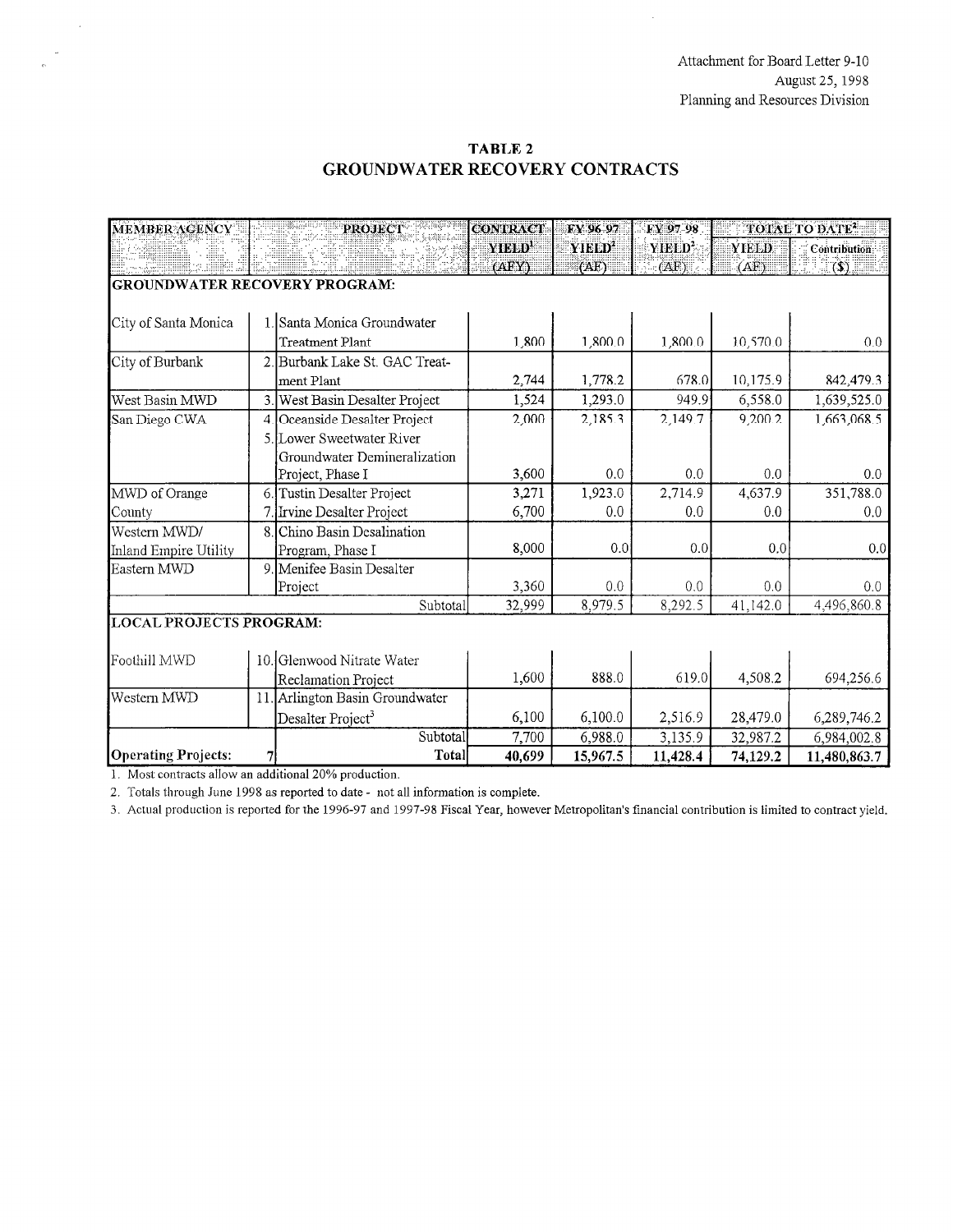Attachment for Board Letter 9-10
August 25, 1998
Planning and Resources Division

## TABLE 2
## GROUNDWATER RECOVERY CONTRACTS

| MEMBER AGENCY | | PROJECT | CONTRACT YIELD[1] (AFY) | FY 96-97 YIELD[2] (AF) | FY 97-98 YIELD[2] (AF) | TOTAL TO DATE[2] YIELD (AF) | Contribution ($) |
|---|---|---|---|---|---|---|---|
| **GROUNDWATER RECOVERY PROGRAM:** | | | | | | | |
| City of Santa Monica | 1. | Santa Monica Groundwater Treatment Plant | 1,800 | 1,800.0 | 1,800.0 | 10,570.0 | 0.0 |
| City of Burbank | 2. | Burbank Lake St. GAC Treatment Plant | 2,744 | 1,778.2 | 678.0 | 10,175.9 | 842,479.3 |
| West Basin MWD | 3. | West Basin Desalter Project | 1,524 | 1,293.0 | 949.9 | 6,558.0 | 1,639,525.0 |
| San Diego CWA | 4. | Oceanside Desalter Project | 2,000 | 2,185.3 | 2,149.7 | 9,200.2 | 1,663,068.5 |
| | 5. | Lower Sweetwater River Groundwater Demineralization Project, Phase I | 3,600 | 0.0 | 0.0 | 0.0 | 0.0 |
| MWD of Orange County | 6. | Tustin Desalter Project | 3,271 | 1,923.0 | 2,714.9 | 4,637.9 | 351,788.0 |
| | 7. | Irvine Desalter Project | 6,700 | 0.0 | 0.0 | 0.0 | 0.0 |
| Western MWD/ Inland Empire Utility | 8. | Chino Basin Desalination Program, Phase I | 8,000 | 0.0 | 0.0 | 0.0 | 0.0 |
| Eastern MWD | 9. | Menifee Basin Desalter Project | 3,360 | 0.0 | 0.0 | 0.0 | 0.0 |
| | | Subtotal | 32,999 | 8,979.5 | 8,292.5 | 41,142.0 | 4,496,860.8 |
| **LOCAL PROJECTS PROGRAM:** | | | | | | | |
| Foothill MWD | 10. | Glenwood Nitrate Water Reclamation Project | 1,600 | 888.0 | 619.0 | 4,508.2 | 694,256.6 |
| Western MWD | 11. | Arlington Basin Groundwater Desalter Project[3] | 6,100 | 6,100.0 | 2,516.9 | 28,479.0 | 6,289,746.2 |
| | | Subtotal | 7,700 | 6,988.0 | 3,135.9 | 32,987.2 | 6,984,002.8 |
| **Operating Projects:** | 7 | **Total** | **40,699** | **15,967.5** | **11,428.4** | **74,129.2** | **11,480,863.7** |

1. Most contracts allow an additional 20% production.
2. Totals through June 1998 as reported to date - not all information is complete.
3. Actual production is reported for the 1996-97 and 1997-98 Fiscal Year, however Metropolitan's financial contribution is limited to contract yield.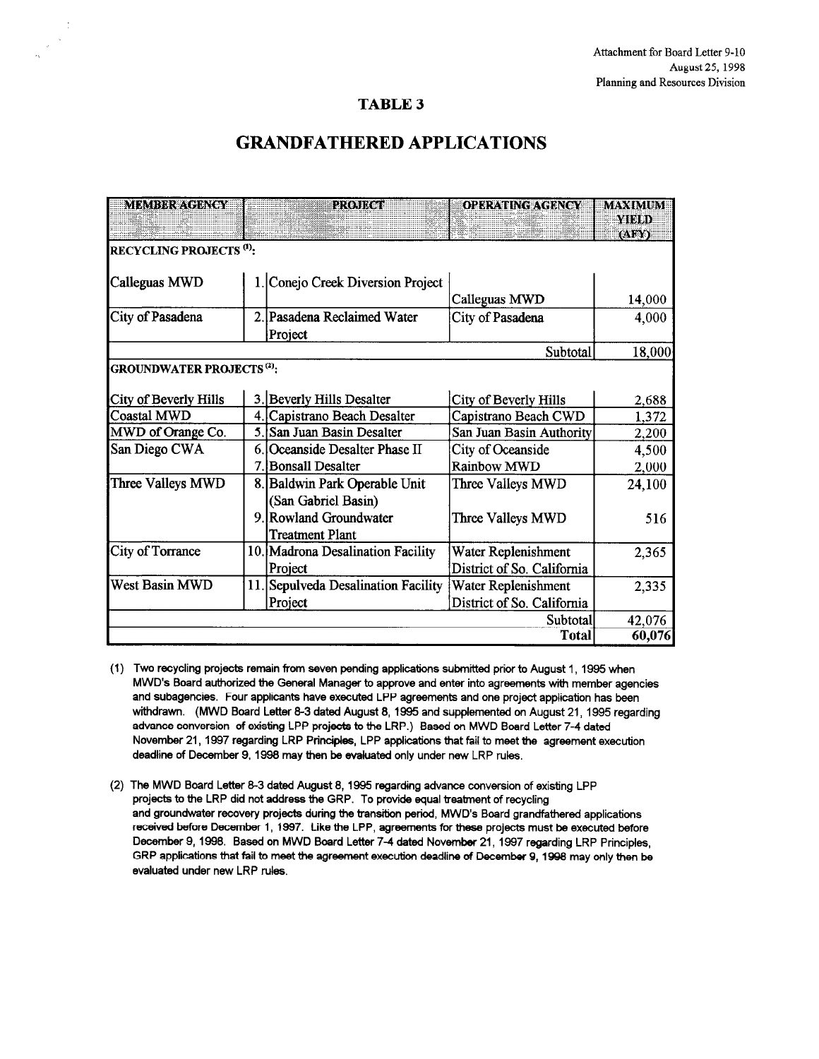Attachment for Board Letter 9-10
August 25, 1998
Planning and Resources Division

## TABLE 3

# GRANDFATHERED APPLICATIONS

| MEMBER AGENCY | | PROJECT | OPERATING AGENCY | MAXIMUM YIELD (AFY) |
|---|---|---|---|---|
| **RECYCLING PROJECTS [1]:** | | | | |
| Calleguas MWD | 1. | Conejo Creek Diversion Project | Calleguas MWD | 14,000 |
| City of Pasadena | 2. | Pasadena Reclaimed Water Project | City of Pasadena | 4,000 |
| | | | Subtotal | 18,000 |
| **GROUNDWATER PROJECTS [2]:** | | | | |
| City of Beverly Hills | 3. | Beverly Hills Desalter | City of Beverly Hills | 2,688 |
| Coastal MWD | 4. | Capistrano Beach Desalter | Capistrano Beach CWD | 1,372 |
| MWD of Orange Co. | 5. | San Juan Basin Desalter | San Juan Basin Authority | 2,200 |
| San Diego CWA | 6. | Oceanside Desalter Phase II | City of Oceanside | 4,500 |
| | 7. | Bonsall Desalter | Rainbow MWD | 2,000 |
| Three Valleys MWD | 8. | Baldwin Park Operable Unit (San Gabriel Basin) | Three Valleys MWD | 24,100 |
| | 9. | Rowland Groundwater Treatment Plant | Three Valleys MWD | 516 |
| City of Torrance | 10. | Madrona Desalination Facility Project | Water Replenishment District of So. California | 2,365 |
| West Basin MWD | 11. | Sepulveda Desalination Facility Project | Water Replenishment District of So. California | 2,335 |
| | | | Subtotal | 42,076 |
| | | | **Total** | **60,076** |

(1) Two recycling projects remain from seven pending applications submitted prior to August 1, 1995 when MWD's Board authorized the General Manager to approve and enter into agreements with member agencies and subagencies. Four applicants have executed LPP agreements and one project application has been withdrawn. (MWD Board Letter 8-3 dated August 8, 1995 and supplemented on August 21, 1995 regarding advance conversion of existing LPP projects to the LRP.) Based on MWD Board Letter 7-4 dated November 21, 1997 regarding LRP Principles, LPP applications that fail to meet the agreement execution deadline of December 9, 1998 may then be evaluated only under new LRP rules.

(2) The MWD Board Letter 8-3 dated August 8, 1995 regarding advance conversion of existing LPP projects to the LRP did not address the GRP. To provide equal treatment of recycling and groundwater recovery projects during the transition period, MWD's Board grandfathered applications received before December 1, 1997. Like the LPP, agreements for these projects must be executed before December 9, 1998. Based on MWD Board Letter 7-4 dated November 21, 1997 regarding LRP Principles, GRP applications that fail to meet the agreement execution deadline of December 9, 1998 may only then be evaluated under new LRP rules.